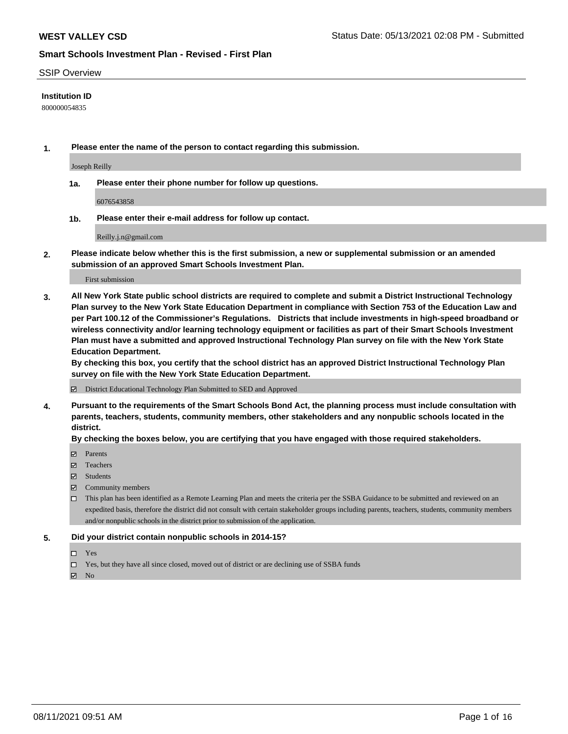SSIP Overview

**Institution ID**

800000054835

1. **Please enter the name of the person to contact regarding this submission.**

   Joseph Reilly

   1a. **Please enter their phone number for follow up questions.**

   6076543858

   1b. **Please enter their e-mail address for follow up contact.**

   Reilly.j.n@gmail.com

2. **Please indicate below whether this is the first submission, a new or supplemental submission or an amended submission of an approved Smart Schools Investment Plan.**

   First submission

3. **All New York State public school districts are required to complete and submit a District Instructional Technology Plan survey to the New York State Education Department in compliance with Section 753 of the Education Law and per Part 100.12 of the Commissioner's Regulations. Districts that include investments in high-speed broadband or wireless connectivity and/or learning technology equipment or facilities as part of their Smart Schools Investment Plan must have a submitted and approved Instructional Technology Plan survey on file with the New York State Education Department.**

   **By checking this box, you certify that the school district has an approved District Instructional Technology Plan survey on file with the New York State Education Department.**

   ☑ District Educational Technology Plan Submitted to SED and Approved

4. **Pursuant to the requirements of the Smart Schools Bond Act, the planning process must include consultation with parents, teachers, students, community members, other stakeholders and any nonpublic schools located in the district.**

   **By checking the boxes below, you are certifying that you have engaged with those required stakeholders.**

   ☑ Parents
   ☑ Teachers
   ☑ Students
   ☑ Community members
   ☐ This plan has been identified as a Remote Learning Plan and meets the criteria per the SSBA Guidance to be submitted and reviewed on an expedited basis, therefore the district did not consult with certain stakeholder groups including parents, teachers, students, community members and/or nonpublic schools in the district prior to submission of the application.

5. **Did your district contain nonpublic schools in 2014-15?**

   ☐ Yes
   ☐ Yes, but they have all since closed, moved out of district or are declining use of SSBA funds
   ☑ No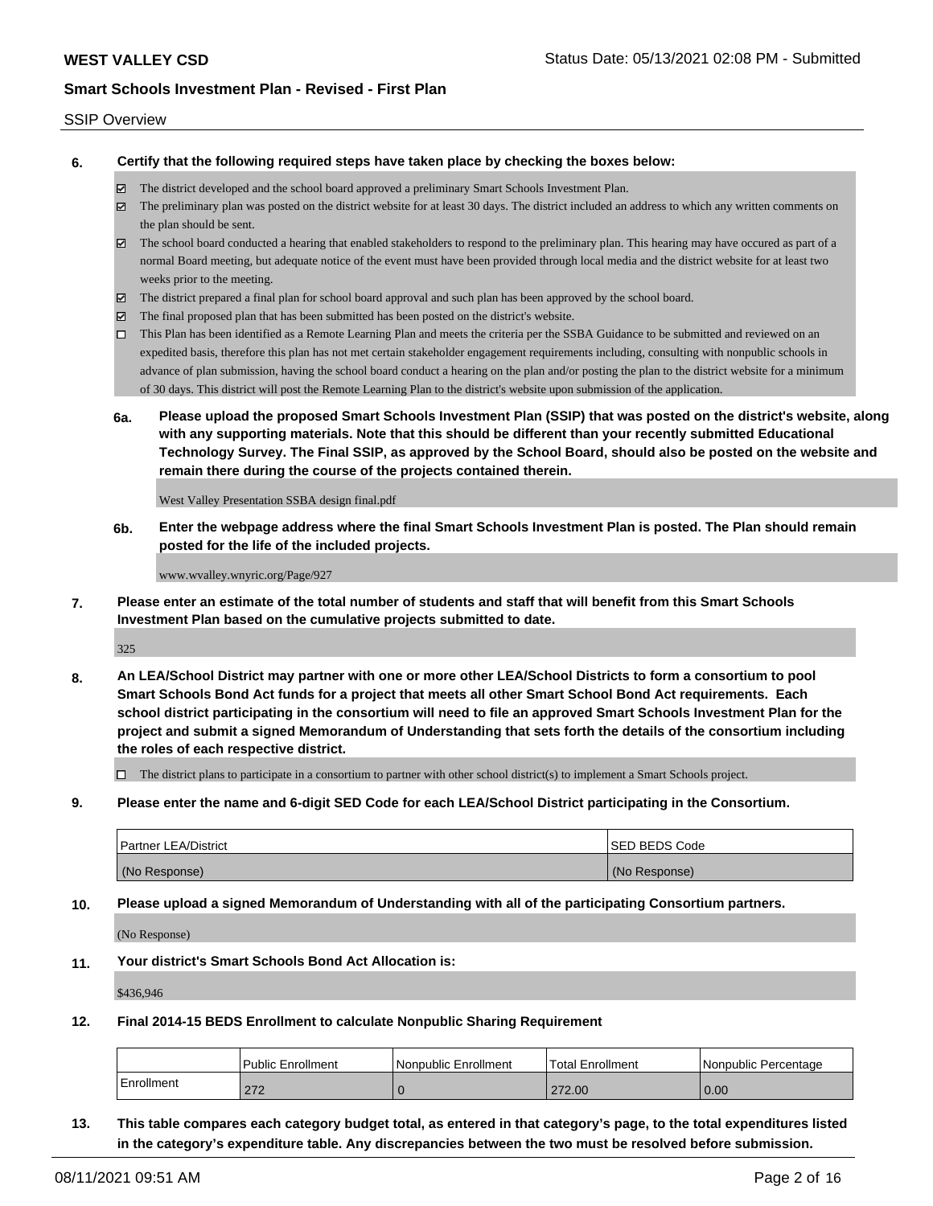SSIP Overview

**6. Certify that the following required steps have taken place by checking the boxes below:**

- ☑ The district developed and the school board approved a preliminary Smart Schools Investment Plan.
- ☑ The preliminary plan was posted on the district website for at least 30 days. The district included an address to which any written comments on the plan should be sent.
- ☑ The school board conducted a hearing that enabled stakeholders to respond to the preliminary plan. This hearing may have occured as part of a normal Board meeting, but adequate notice of the event must have been provided through local media and the district website for at least two weeks prior to the meeting.
- ☑ The district prepared a final plan for school board approval and such plan has been approved by the school board.
- ☑ The final proposed plan that has been submitted has been posted on the district's website.
- ☐ This Plan has been identified as a Remote Learning Plan and meets the criteria per the SSBA Guidance to be submitted and reviewed on an expedited basis, therefore this plan has not met certain stakeholder engagement requirements including, consulting with nonpublic schools in advance of plan submission, having the school board conduct a hearing on the plan and/or posting the plan to the district website for a minimum of 30 days. This district will post the Remote Learning Plan to the district's website upon submission of the application.

**6a. Please upload the proposed Smart Schools Investment Plan (SSIP) that was posted on the district's website, along with any supporting materials. Note that this should be different than your recently submitted Educational Technology Survey. The Final SSIP, as approved by the School Board, should also be posted on the website and remain there during the course of the projects contained therein.**

West Valley Presentation SSBA design final.pdf

**6b. Enter the webpage address where the final Smart Schools Investment Plan is posted. The Plan should remain posted for the life of the included projects.**

www.wvalley.wnyric.org/Page/927

**7. Please enter an estimate of the total number of students and staff that will benefit from this Smart Schools Investment Plan based on the cumulative projects submitted to date.**

325

**8. An LEA/School District may partner with one or more other LEA/School Districts to form a consortium to pool Smart Schools Bond Act funds for a project that meets all other Smart School Bond Act requirements. Each school district participating in the consortium will need to file an approved Smart Schools Investment Plan for the project and submit a signed Memorandum of Understanding that sets forth the details of the consortium including the roles of each respective district.**

- ☐ The district plans to participate in a consortium to partner with other school district(s) to implement a Smart Schools project.

**9. Please enter the name and 6-digit SED Code for each LEA/School District participating in the Consortium.**

| Partner LEA/District | SED BEDS Code |
|---|---|
| (No Response) | (No Response) |

**10. Please upload a signed Memorandum of Understanding with all of the participating Consortium partners.**

(No Response)

**11. Your district's Smart Schools Bond Act Allocation is:**

$436,946

**12. Final 2014-15 BEDS Enrollment to calculate Nonpublic Sharing Requirement**

| | Public Enrollment | Nonpublic Enrollment | Total Enrollment | Nonpublic Percentage |
|---|---|---|---|---|
| Enrollment | 272 | 0 | 272.00 | 0.00 |

**13. This table compares each category budget total, as entered in that category's page, to the total expenditures listed in the category's expenditure table. Any discrepancies between the two must be resolved before submission.**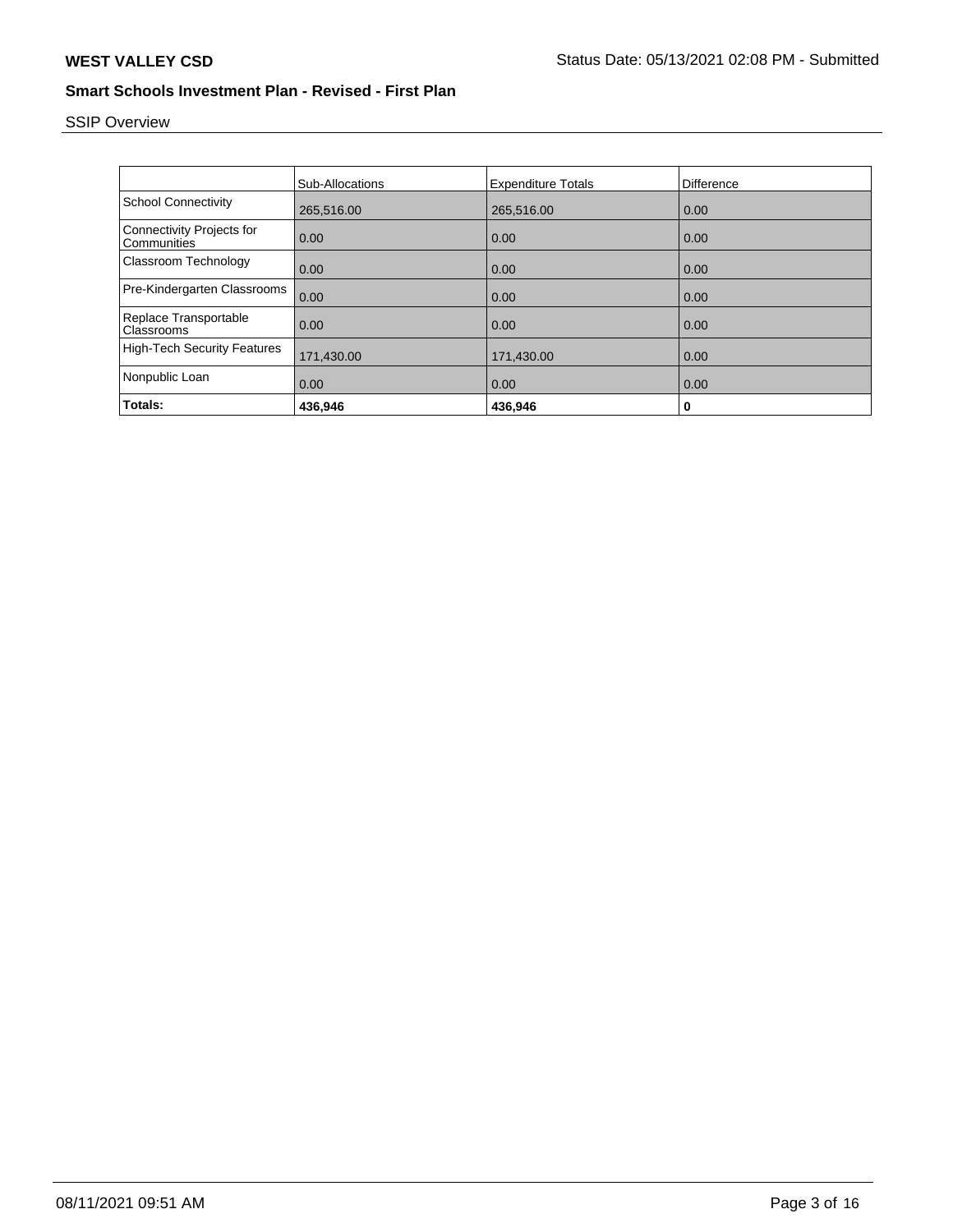SSIP Overview

| | Sub-Allocations | Expenditure Totals | Difference |
|---|---|---|---|
| School Connectivity | 265,516.00 | 265,516.00 | 0.00 |
| Connectivity Projects for Communities | 0.00 | 0.00 | 0.00 |
| Classroom Technology | 0.00 | 0.00 | 0.00 |
| Pre-Kindergarten Classrooms | 0.00 | 0.00 | 0.00 |
| Replace Transportable Classrooms | 0.00 | 0.00 | 0.00 |
| High-Tech Security Features | 171,430.00 | 171,430.00 | 0.00 |
| Nonpublic Loan | 0.00 | 0.00 | 0.00 |
| **Totals:** | **436,946** | **436,946** | **0** |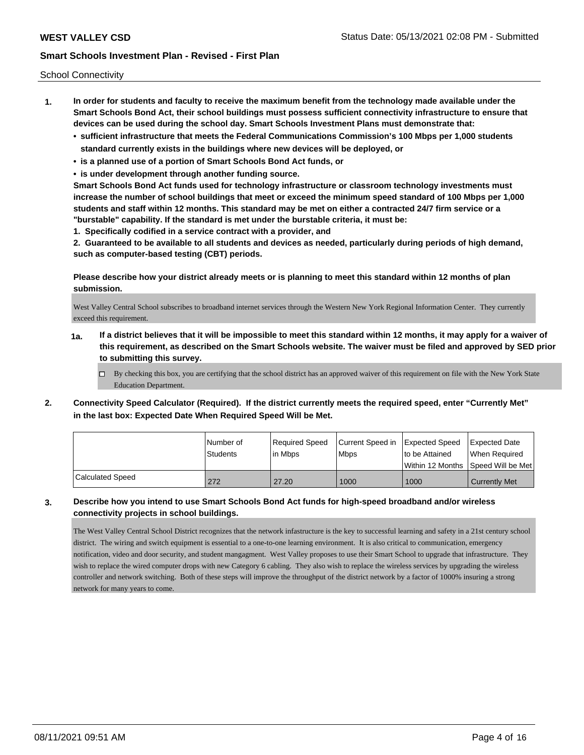School Connectivity

1. **In order for students and faculty to receive the maximum benefit from the technology made available under the Smart Schools Bond Act, their school buildings must possess sufficient connectivity infrastructure to ensure that devices can be used during the school day. Smart Schools Investment Plans must demonstrate that:**
   - **sufficient infrastructure that meets the Federal Communications Commission's 100 Mbps per 1,000 students standard currently exists in the buildings where new devices will be deployed, or**
   - **is a planned use of a portion of Smart Schools Bond Act funds, or**
   - **is under development through another funding source.**

   **Smart Schools Bond Act funds used for technology infrastructure or classroom technology investments must increase the number of school buildings that meet or exceed the minimum speed standard of 100 Mbps per 1,000 students and staff within 12 months. This standard may be met on either a contracted 24/7 firm service or a "burstable" capability. If the standard is met under the burstable criteria, it must be:**

   **1. Specifically codified in a service contract with a provider, and**

   **2. Guaranteed to be available to all students and devices as needed, particularly during periods of high demand, such as computer-based testing (CBT) periods.**

   **Please describe how your district already meets or is planning to meet this standard within 12 months of plan submission.**

   West Valley Central School subscribes to broadband internet services through the Western New York Regional Information Center. They currently exceed this requirement.

   **1a. If a district believes that it will be impossible to meet this standard within 12 months, it may apply for a waiver of this requirement, as described on the Smart Schools website. The waiver must be filed and approved by SED prior to submitting this survey.**

   ☐ By checking this box, you are certifying that the school district has an approved waiver of this requirement on file with the New York State Education Department.

2. **Connectivity Speed Calculator (Required). If the district currently meets the required speed, enter "Currently Met" in the last box: Expected Date When Required Speed Will be Met.**

| | Number of Students | Required Speed in Mbps | Current Speed in Mbps | Expected Speed to be Attained Within 12 Months | Expected Date When Required Speed Will be Met |
|---|---|---|---|---|---|
| Calculated Speed | 272 | 27.20 | 1000 | 1000 | Currently Met |

3. **Describe how you intend to use Smart Schools Bond Act funds for high-speed broadband and/or wireless connectivity projects in school buildings.**

   The West Valley Central School District recognizes that the network infastructure is the key to successful learning and safety in a 21st century school district. The wiring and switch equipment is essential to a one-to-one learning environment. It is also critical to communication, emergency notification, video and door security, and student mangagment. West Valley proposes to use their Smart School to upgrade that infrastructure. They wish to replace the wired computer drops with new Category 6 cabling. They also wish to replace the wireless services by upgrading the wireless controller and network switching. Both of these steps will improve the throughput of the district network by a factor of 1000% insuring a strong network for many years to come.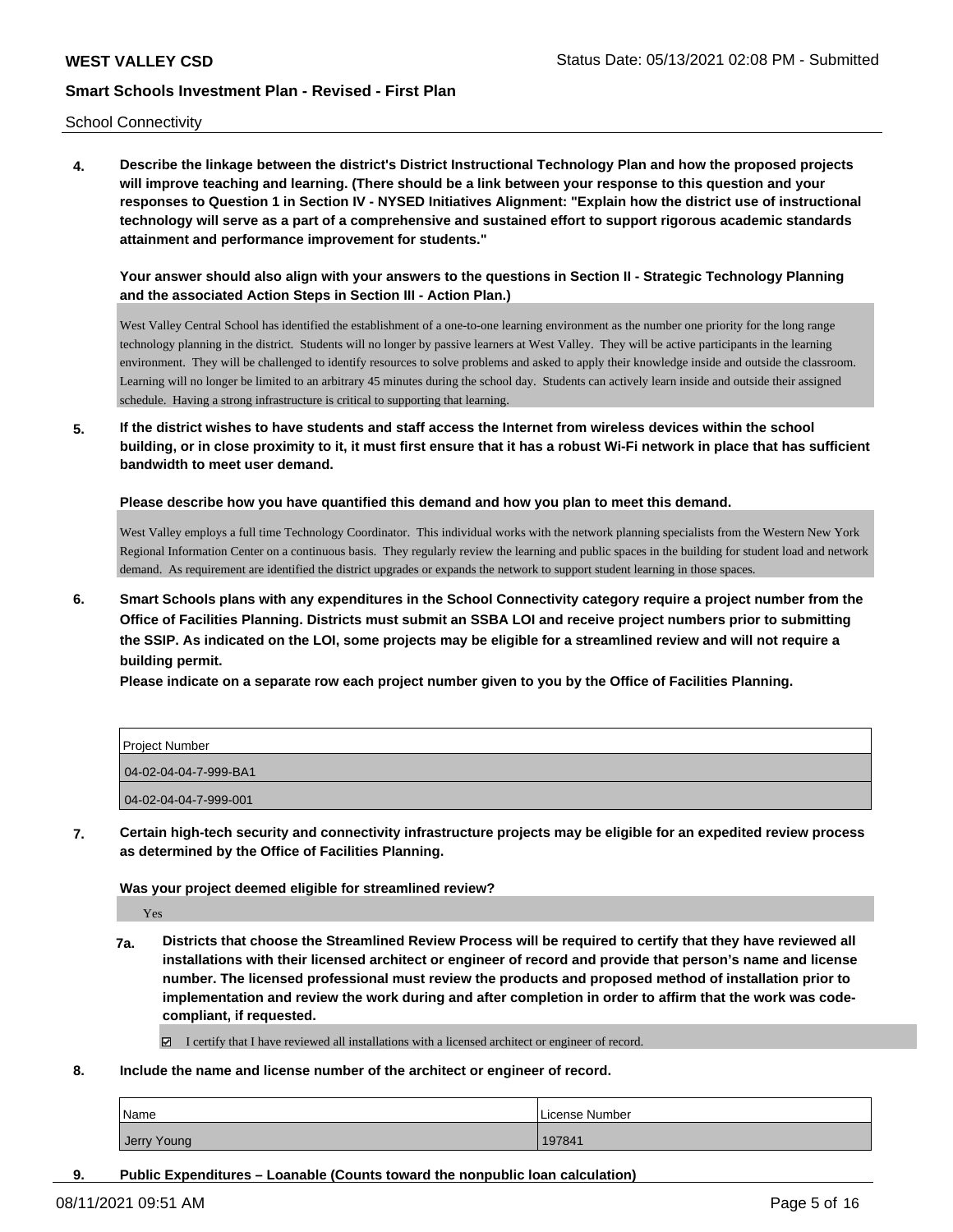School Connectivity

**4. Describe the linkage between the district's District Instructional Technology Plan and how the proposed projects will improve teaching and learning. (There should be a link between your response to this question and your responses to Question 1 in Section IV - NYSED Initiatives Alignment: "Explain how the district use of instructional technology will serve as a part of a comprehensive and sustained effort to support rigorous academic standards attainment and performance improvement for students."**

**Your answer should also align with your answers to the questions in Section II - Strategic Technology Planning and the associated Action Steps in Section III - Action Plan.)**

West Valley Central School has identified the establishment of a one-to-one learning environment as the number one priority for the long range technology planning in the district. Students will no longer by passive learners at West Valley. They will be active participants in the learning environment. They will be challenged to identify resources to solve problems and asked to apply their knowledge inside and outside the classroom. Learning will no longer be limited to an arbitrary 45 minutes during the school day. Students can actively learn inside and outside their assigned schedule. Having a strong infrastructure is critical to supporting that learning.

**5. If the district wishes to have students and staff access the Internet from wireless devices within the school building, or in close proximity to it, it must first ensure that it has a robust Wi-Fi network in place that has sufficient bandwidth to meet user demand.**

**Please describe how you have quantified this demand and how you plan to meet this demand.**

West Valley employs a full time Technology Coordinator. This individual works with the network planning specialists from the Western New York Regional Information Center on a continuous basis. They regularly review the learning and public spaces in the building for student load and network demand. As requirement are identified the district upgrades or expands the network to support student learning in those spaces.

**6. Smart Schools plans with any expenditures in the School Connectivity category require a project number from the Office of Facilities Planning. Districts must submit an SSBA LOI and receive project numbers prior to submitting the SSIP. As indicated on the LOI, some projects may be eligible for a streamlined review and will not require a building permit.**

**Please indicate on a separate row each project number given to you by the Office of Facilities Planning.**

| Project Number |
|---|
| 04-02-04-04-7-999-BA1 |
| 04-02-04-04-7-999-001 |

**7. Certain high-tech security and connectivity infrastructure projects may be eligible for an expedited review process as determined by the Office of Facilities Planning.**

**Was your project deemed eligible for streamlined review?**

Yes

**7a. Districts that choose the Streamlined Review Process will be required to certify that they have reviewed all installations with their licensed architect or engineer of record and provide that person's name and license number. The licensed professional must review the products and proposed method of installation prior to implementation and review the work during and after completion in order to affirm that the work was code-compliant, if requested.**

☑ I certify that I have reviewed all installations with a licensed architect or engineer of record.

**8. Include the name and license number of the architect or engineer of record.**

| Name | License Number |
|---|---|
| Jerry Young | 197841 |

**9. Public Expenditures – Loanable (Counts toward the nonpublic loan calculation)**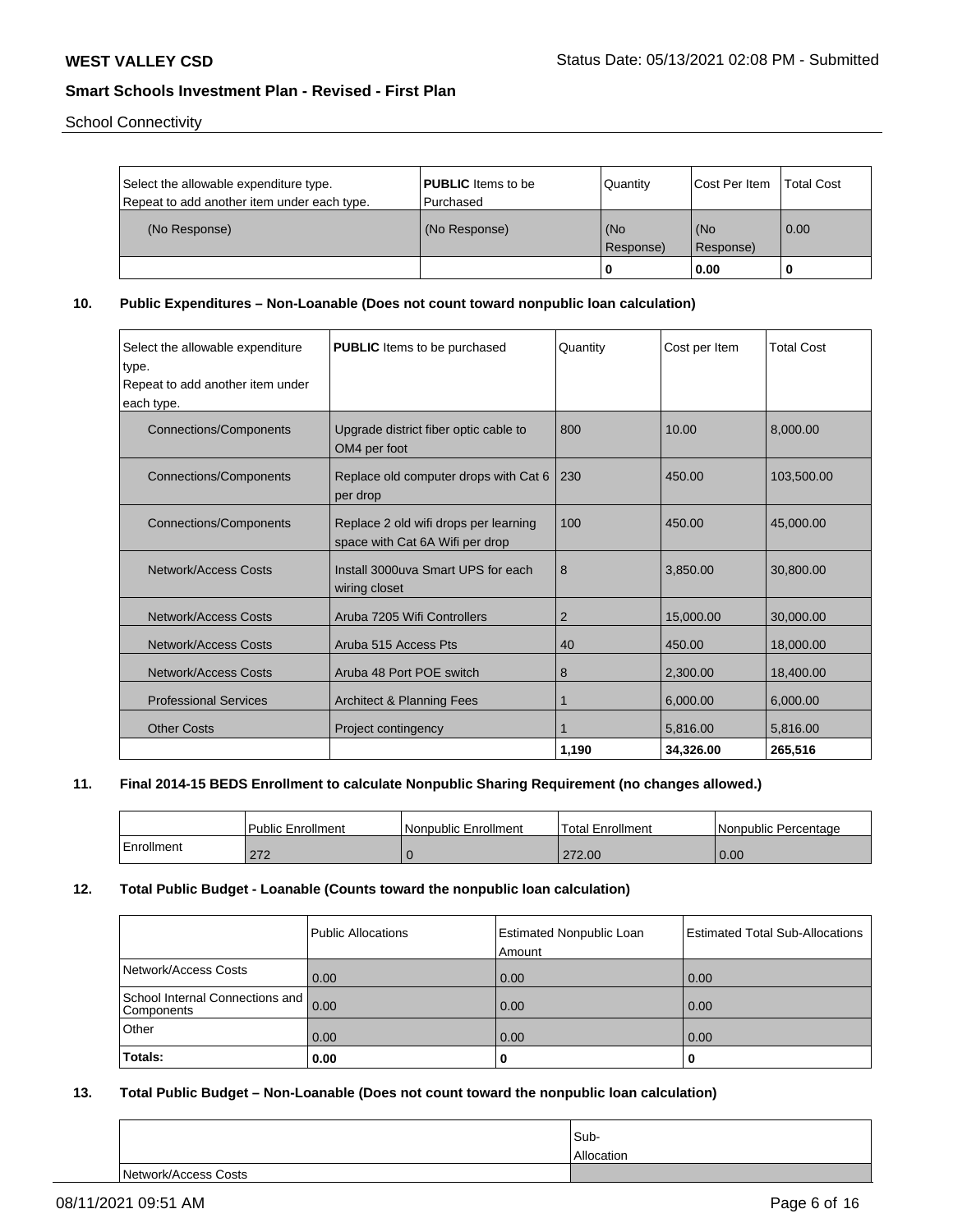School Connectivity

| Select the allowable expenditure type. Repeat to add another item under each type. | **PUBLIC** Items to be Purchased | Quantity | Cost Per Item | Total Cost |
|---|---|---|---|---|
| (No Response) | (No Response) | (No Response) | (No Response) | 0.00 |
| | | **0** | **0.00** | **0** |

## 10. Public Expenditures – Non-Loanable (Does not count toward nonpublic loan calculation)

| Select the allowable expenditure type. Repeat to add another item under each type. | **PUBLIC** Items to be purchased | Quantity | Cost per Item | Total Cost |
|---|---|---|---|---|
| Connections/Components | Upgrade district fiber optic cable to OM4 per foot | 800 | 10.00 | 8,000.00 |
| Connections/Components | Replace old computer drops with Cat 6 per drop | 230 | 450.00 | 103,500.00 |
| Connections/Components | Replace 2 old wifi drops per learning space with Cat 6A Wifi per drop | 100 | 450.00 | 45,000.00 |
| Network/Access Costs | Install 3000uva Smart UPS for each wiring closet | 8 | 3,850.00 | 30,800.00 |
| Network/Access Costs | Aruba 7205 Wifi Controllers | 2 | 15,000.00 | 30,000.00 |
| Network/Access Costs | Aruba 515 Access Pts | 40 | 450.00 | 18,000.00 |
| Network/Access Costs | Aruba 48 Port POE switch | 8 | 2,300.00 | 18,400.00 |
| Professional Services | Architect & Planning Fees | 1 | 6,000.00 | 6,000.00 |
| Other Costs | Project contingency | 1 | 5,816.00 | 5,816.00 |
| | | **1,190** | **34,326.00** | **265,516** |

## 11. Final 2014-15 BEDS Enrollment to calculate Nonpublic Sharing Requirement (no changes allowed.)

| | Public Enrollment | Nonpublic Enrollment | Total Enrollment | Nonpublic Percentage |
|---|---|---|---|---|
| Enrollment | 272 | 0 | 272.00 | 0.00 |

## 12. Total Public Budget - Loanable (Counts toward the nonpublic loan calculation)

| | Public Allocations | Estimated Nonpublic Loan Amount | Estimated Total Sub-Allocations |
|---|---|---|---|
| Network/Access Costs | 0.00 | 0.00 | 0.00 |
| School Internal Connections and Components | 0.00 | 0.00 | 0.00 |
| Other | 0.00 | 0.00 | 0.00 |
| **Totals:** | **0.00** | **0** | **0** |

## 13. Total Public Budget – Non-Loanable (Does not count toward the nonpublic loan calculation)

| | Sub-Allocation |
|---|---|
| Network/Access Costs | |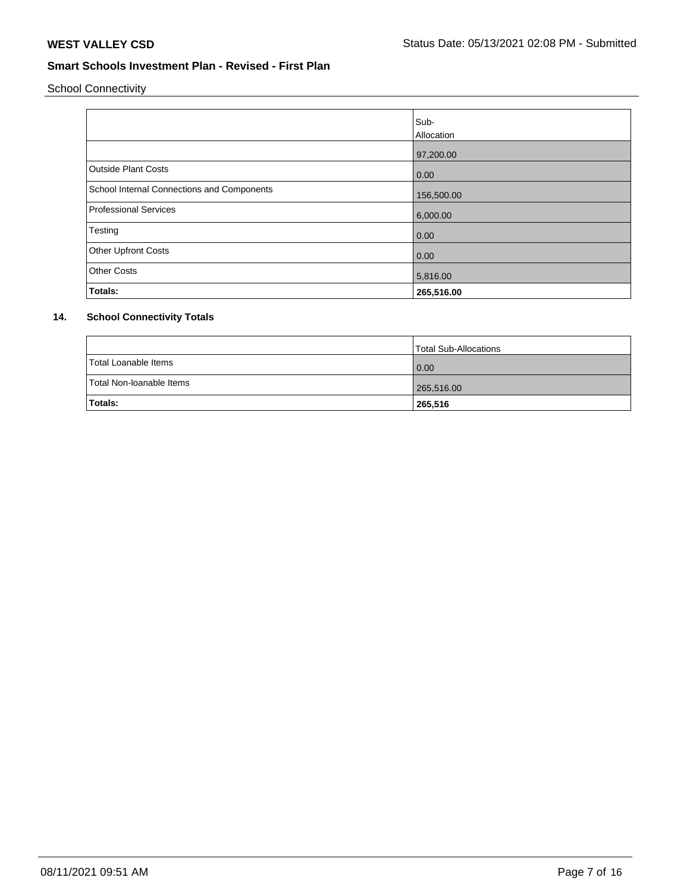School Connectivity

| | Sub-Allocation |
|---|---|
| | 97,200.00 |
| Outside Plant Costs | 0.00 |
| School Internal Connections and Components | 156,500.00 |
| Professional Services | 6,000.00 |
| Testing | 0.00 |
| Other Upfront Costs | 0.00 |
| Other Costs | 5,816.00 |
| **Totals:** | **265,516.00** |

## 14. School Connectivity Totals

| | Total Sub-Allocations |
|---|---|
| Total Loanable Items | 0.00 |
| Total Non-loanable Items | 265,516.00 |
| **Totals:** | **265,516** |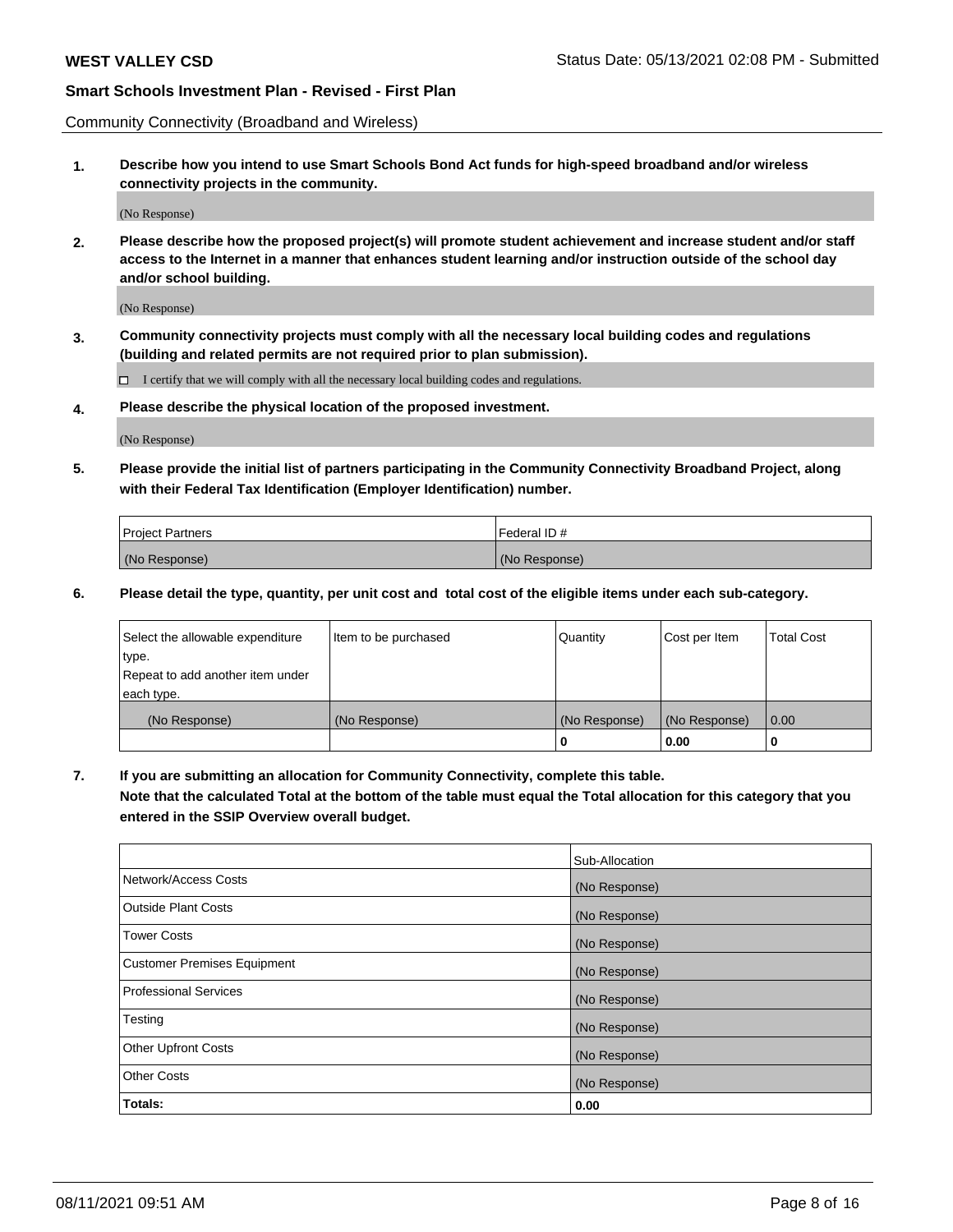Community Connectivity (Broadband and Wireless)

**1. Describe how you intend to use Smart Schools Bond Act funds for high-speed broadband and/or wireless connectivity projects in the community.**

(No Response)

**2. Please describe how the proposed project(s) will promote student achievement and increase student and/or staff access to the Internet in a manner that enhances student learning and/or instruction outside of the school day and/or school building.**

(No Response)

**3. Community connectivity projects must comply with all the necessary local building codes and regulations (building and related permits are not required prior to plan submission).**

☐ I certify that we will comply with all the necessary local building codes and regulations.

**4. Please describe the physical location of the proposed investment.**

(No Response)

**5. Please provide the initial list of partners participating in the Community Connectivity Broadband Project, along with their Federal Tax Identification (Employer Identification) number.**

| Project Partners | Federal ID # |
|---|---|
| (No Response) | (No Response) |

**6. Please detail the type, quantity, per unit cost and total cost of the eligible items under each sub-category.**

| Select the allowable expenditure type. Repeat to add another item under each type. | Item to be purchased | Quantity | Cost per Item | Total Cost |
|---|---|---|---|---|
| (No Response) | (No Response) | (No Response) | (No Response) | 0.00 |
| | | **0** | **0.00** | **0** |

**7. If you are submitting an allocation for Community Connectivity, complete this table. Note that the calculated Total at the bottom of the table must equal the Total allocation for this category that you entered in the SSIP Overview overall budget.**

| | Sub-Allocation |
|---|---|
| Network/Access Costs | (No Response) |
| Outside Plant Costs | (No Response) |
| Tower Costs | (No Response) |
| Customer Premises Equipment | (No Response) |
| Professional Services | (No Response) |
| Testing | (No Response) |
| Other Upfront Costs | (No Response) |
| Other Costs | (No Response) |
| **Totals:** | **0.00** |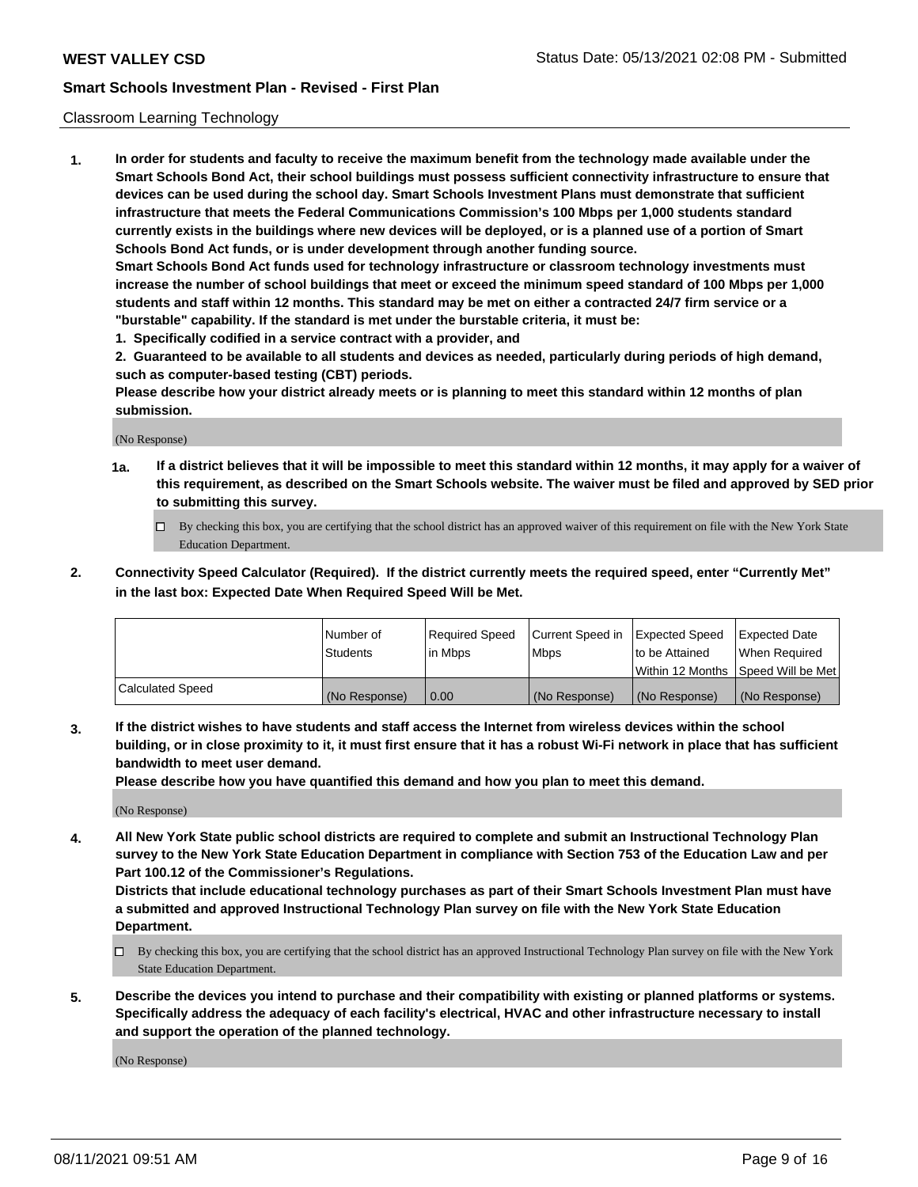## Classroom Learning Technology

**1. In order for students and faculty to receive the maximum benefit from the technology made available under the Smart Schools Bond Act, their school buildings must possess sufficient connectivity infrastructure to ensure that devices can be used during the school day. Smart Schools Investment Plans must demonstrate that sufficient infrastructure that meets the Federal Communications Commission's 100 Mbps per 1,000 students standard currently exists in the buildings where new devices will be deployed, or is a planned use of a portion of Smart Schools Bond Act funds, or is under development through another funding source.**

**Smart Schools Bond Act funds used for technology infrastructure or classroom technology investments must increase the number of school buildings that meet or exceed the minimum speed standard of 100 Mbps per 1,000 students and staff within 12 months. This standard may be met on either a contracted 24/7 firm service or a "burstable" capability. If the standard is met under the burstable criteria, it must be:**

**1. Specifically codified in a service contract with a provider, and**

**2. Guaranteed to be available to all students and devices as needed, particularly during periods of high demand, such as computer-based testing (CBT) periods.**

**Please describe how your district already meets or is planning to meet this standard within 12 months of plan submission.**

(No Response)

**1a. If a district believes that it will be impossible to meet this standard within 12 months, it may apply for a waiver of this requirement, as described on the Smart Schools website. The waiver must be filed and approved by SED prior to submitting this survey.**

☐ By checking this box, you are certifying that the school district has an approved waiver of this requirement on file with the New York State Education Department.

**2. Connectivity Speed Calculator (Required). If the district currently meets the required speed, enter "Currently Met" in the last box: Expected Date When Required Speed Will be Met.**

| | Number of Students | Required Speed in Mbps | Current Speed in Mbps | Expected Speed to be Attained Within 12 Months | Expected Date When Required Speed Will be Met |
|---|---|---|---|---|---|
| Calculated Speed | (No Response) | 0.00 | (No Response) | (No Response) | (No Response) |

**3. If the district wishes to have students and staff access the Internet from wireless devices within the school building, or in close proximity to it, it must first ensure that it has a robust Wi-Fi network in place that has sufficient bandwidth to meet user demand.**

**Please describe how you have quantified this demand and how you plan to meet this demand.**

(No Response)

**4. All New York State public school districts are required to complete and submit an Instructional Technology Plan survey to the New York State Education Department in compliance with Section 753 of the Education Law and per Part 100.12 of the Commissioner's Regulations.**

**Districts that include educational technology purchases as part of their Smart Schools Investment Plan must have a submitted and approved Instructional Technology Plan survey on file with the New York State Education Department.**

☐ By checking this box, you are certifying that the school district has an approved Instructional Technology Plan survey on file with the New York State Education Department.

**5. Describe the devices you intend to purchase and their compatibility with existing or planned platforms or systems. Specifically address the adequacy of each facility's electrical, HVAC and other infrastructure necessary to install and support the operation of the planned technology.**

(No Response)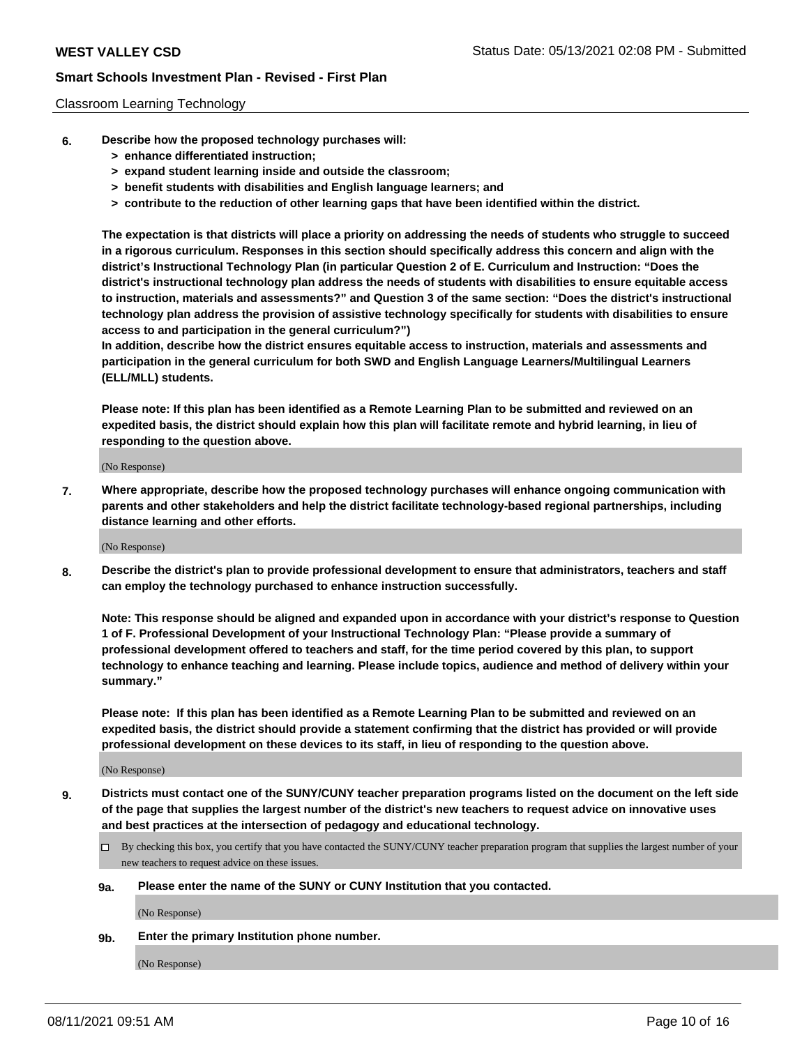Classroom Learning Technology

6. **Describe how the proposed technology purchases will:**
   - **> enhance differentiated instruction;**
   - **> expand student learning inside and outside the classroom;**
   - **> benefit students with disabilities and English language learners; and**
   - **> contribute to the reduction of other learning gaps that have been identified within the district.**

   **The expectation is that districts will place a priority on addressing the needs of students who struggle to succeed in a rigorous curriculum. Responses in this section should specifically address this concern and align with the district's Instructional Technology Plan (in particular Question 2 of E. Curriculum and Instruction: "Does the district's instructional technology plan address the needs of students with disabilities to ensure equitable access to instruction, materials and assessments?" and Question 3 of the same section: "Does the district's instructional technology plan address the provision of assistive technology specifically for students with disabilities to ensure access to and participation in the general curriculum?")**

   **In addition, describe how the district ensures equitable access to instruction, materials and assessments and participation in the general curriculum for both SWD and English Language Learners/Multilingual Learners (ELL/MLL) students.**

   **Please note: If this plan has been identified as a Remote Learning Plan to be submitted and reviewed on an expedited basis, the district should explain how this plan will facilitate remote and hybrid learning, in lieu of responding to the question above.**

   (No Response)

7. **Where appropriate, describe how the proposed technology purchases will enhance ongoing communication with parents and other stakeholders and help the district facilitate technology-based regional partnerships, including distance learning and other efforts.**

   (No Response)

8. **Describe the district's plan to provide professional development to ensure that administrators, teachers and staff can employ the technology purchased to enhance instruction successfully.**

   **Note: This response should be aligned and expanded upon in accordance with your district's response to Question 1 of F. Professional Development of your Instructional Technology Plan: "Please provide a summary of professional development offered to teachers and staff, for the time period covered by this plan, to support technology to enhance teaching and learning. Please include topics, audience and method of delivery within your summary."**

   **Please note: If this plan has been identified as a Remote Learning Plan to be submitted and reviewed on an expedited basis, the district should provide a statement confirming that the district has provided or will provide professional development on these devices to its staff, in lieu of responding to the question above.**

   (No Response)

9. **Districts must contact one of the SUNY/CUNY teacher preparation programs listed on the document on the left side of the page that supplies the largest number of the district's new teachers to request advice on innovative uses and best practices at the intersection of pedagogy and educational technology.**

   ☐ By checking this box, you certify that you have contacted the SUNY/CUNY teacher preparation program that supplies the largest number of your new teachers to request advice on these issues.

   **9a. Please enter the name of the SUNY or CUNY Institution that you contacted.**

   (No Response)

   **9b. Enter the primary Institution phone number.**

   (No Response)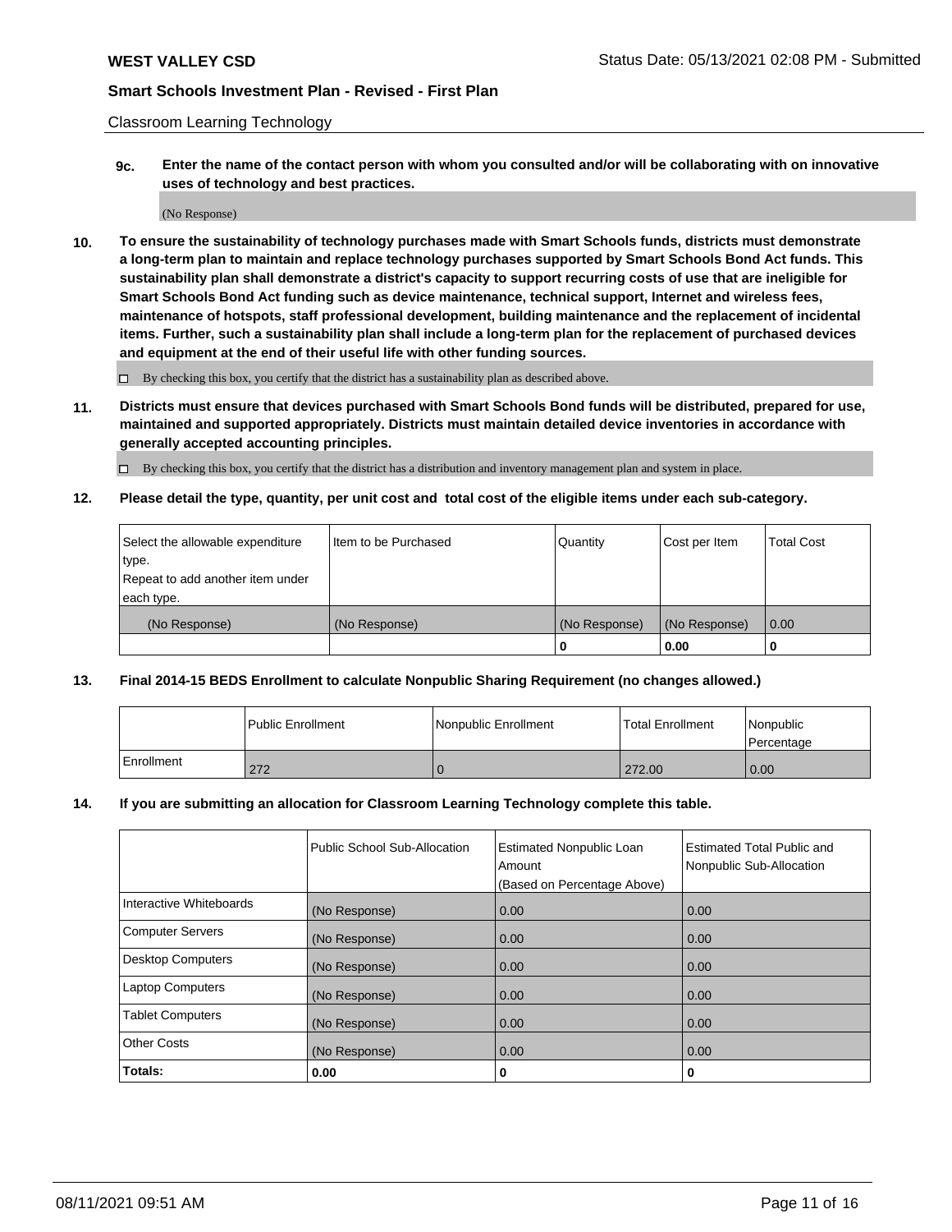Classroom Learning Technology

**9c. Enter the name of the contact person with whom you consulted and/or will be collaborating with on innovative uses of technology and best practices.**

(No Response)

**10. To ensure the sustainability of technology purchases made with Smart Schools funds, districts must demonstrate a long-term plan to maintain and replace technology purchases supported by Smart Schools Bond Act funds. This sustainability plan shall demonstrate a district's capacity to support recurring costs of use that are ineligible for Smart Schools Bond Act funding such as device maintenance, technical support, Internet and wireless fees, maintenance of hotspots, staff professional development, building maintenance and the replacement of incidental items. Further, such a sustainability plan shall include a long-term plan for the replacement of purchased devices and equipment at the end of their useful life with other funding sources.**

☐ By checking this box, you certify that the district has a sustainability plan as described above.

**11. Districts must ensure that devices purchased with Smart Schools Bond funds will be distributed, prepared for use, maintained and supported appropriately. Districts must maintain detailed device inventories in accordance with generally accepted accounting principles.**

☐ By checking this box, you certify that the district has a distribution and inventory management plan and system in place.

**12. Please detail the type, quantity, per unit cost and total cost of the eligible items under each sub-category.**

| Select the allowable expenditure type. Repeat to add another item under each type. | Item to be Purchased | Quantity | Cost per Item | Total Cost |
|---|---|---|---|---|
| (No Response) | (No Response) | (No Response) | (No Response) | 0.00 |
| | | 0 | 0.00 | 0 |

**13. Final 2014-15 BEDS Enrollment to calculate Nonpublic Sharing Requirement (no changes allowed.)**

| | Public Enrollment | Nonpublic Enrollment | Total Enrollment | Nonpublic Percentage |
|---|---|---|---|---|
| Enrollment | 272 | 0 | 272.00 | 0.00 |

**14. If you are submitting an allocation for Classroom Learning Technology complete this table.**

| | Public School Sub-Allocation | Estimated Nonpublic Loan Amount (Based on Percentage Above) | Estimated Total Public and Nonpublic Sub-Allocation |
|---|---|---|---|
| Interactive Whiteboards | (No Response) | 0.00 | 0.00 |
| Computer Servers | (No Response) | 0.00 | 0.00 |
| Desktop Computers | (No Response) | 0.00 | 0.00 |
| Laptop Computers | (No Response) | 0.00 | 0.00 |
| Tablet Computers | (No Response) | 0.00 | 0.00 |
| Other Costs | (No Response) | 0.00 | 0.00 |
| **Totals:** | **0.00** | **0** | **0** |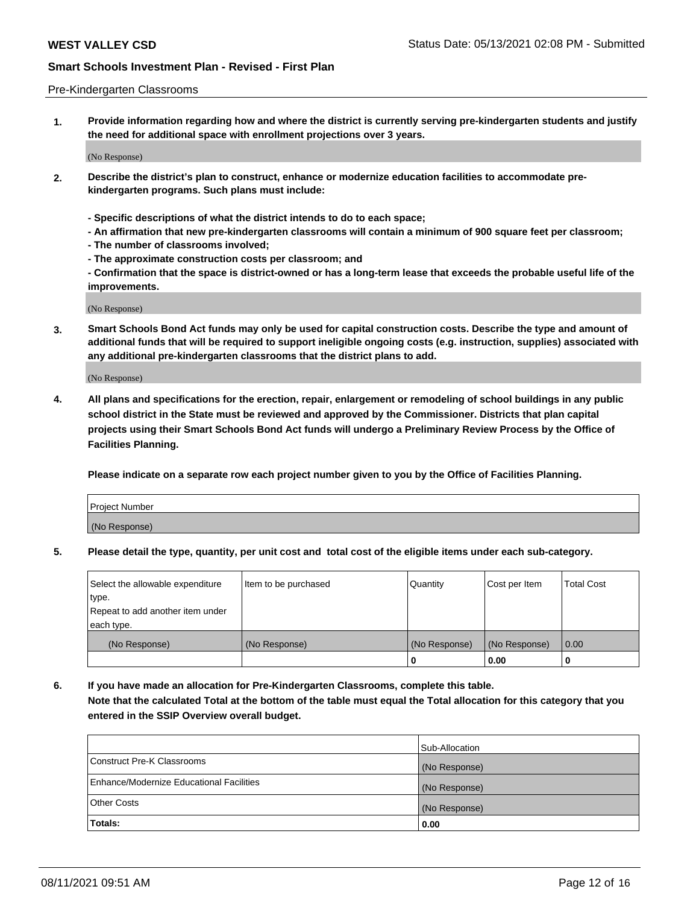Pre-Kindergarten Classrooms

**1. Provide information regarding how and where the district is currently serving pre-kindergarten students and justify the need for additional space with enrollment projections over 3 years.**

(No Response)

**2. Describe the district's plan to construct, enhance or modernize education facilities to accommodate pre-kindergarten programs. Such plans must include:**

**- Specific descriptions of what the district intends to do to each space;**
**- An affirmation that new pre-kindergarten classrooms will contain a minimum of 900 square feet per classroom;**
**- The number of classrooms involved;**
**- The approximate construction costs per classroom; and**
**- Confirmation that the space is district-owned or has a long-term lease that exceeds the probable useful life of the improvements.**

(No Response)

**3. Smart Schools Bond Act funds may only be used for capital construction costs. Describe the type and amount of additional funds that will be required to support ineligible ongoing costs (e.g. instruction, supplies) associated with any additional pre-kindergarten classrooms that the district plans to add.**

(No Response)

**4. All plans and specifications for the erection, repair, enlargement or remodeling of school buildings in any public school district in the State must be reviewed and approved by the Commissioner. Districts that plan capital projects using their Smart Schools Bond Act funds will undergo a Preliminary Review Process by the Office of Facilities Planning.**

**Please indicate on a separate row each project number given to you by the Office of Facilities Planning.**

| Project Number |
| --- |
| (No Response) |

**5. Please detail the type, quantity, per unit cost and total cost of the eligible items under each sub-category.**

| Select the allowable expenditure type. Repeat to add another item under each type. | Item to be purchased | Quantity | Cost per Item | Total Cost |
| --- | --- | --- | --- | --- |
| (No Response) | (No Response) | (No Response) | (No Response) | 0.00 |
| | | 0 | 0.00 | 0 |

**6. If you have made an allocation for Pre-Kindergarten Classrooms, complete this table. Note that the calculated Total at the bottom of the table must equal the Total allocation for this category that you entered in the SSIP Overview overall budget.**

| | Sub-Allocation |
| --- | --- |
| Construct Pre-K Classrooms | (No Response) |
| Enhance/Modernize Educational Facilities | (No Response) |
| Other Costs | (No Response) |
| **Totals:** | **0.00** |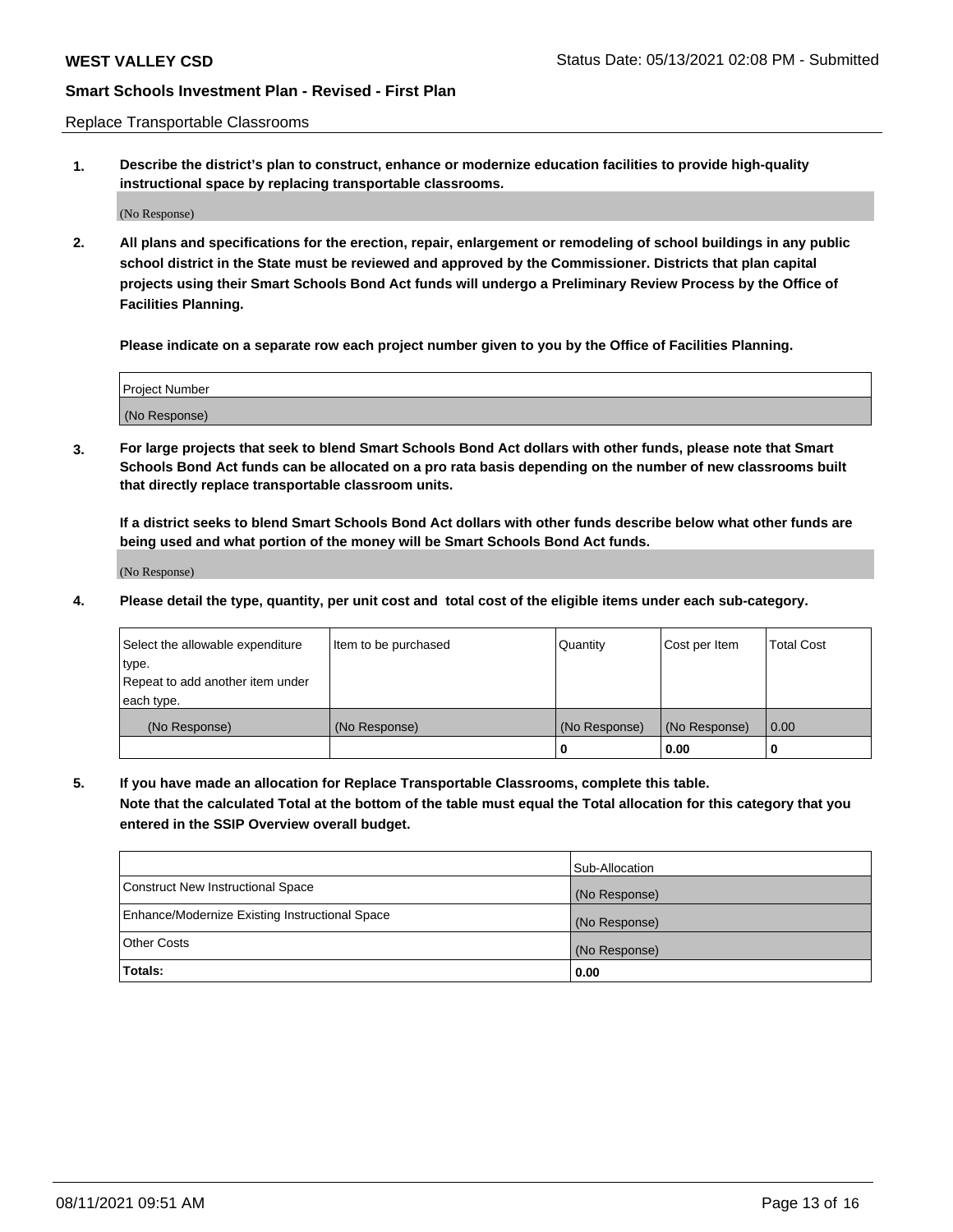Replace Transportable Classrooms

**1. Describe the district's plan to construct, enhance or modernize education facilities to provide high-quality instructional space by replacing transportable classrooms.**

(No Response)

**2. All plans and specifications for the erection, repair, enlargement or remodeling of school buildings in any public school district in the State must be reviewed and approved by the Commissioner. Districts that plan capital projects using their Smart Schools Bond Act funds will undergo a Preliminary Review Process by the Office of Facilities Planning.**

**Please indicate on a separate row each project number given to you by the Office of Facilities Planning.**

| Project Number |
|---|
| (No Response) |

**3. For large projects that seek to blend Smart Schools Bond Act dollars with other funds, please note that Smart Schools Bond Act funds can be allocated on a pro rata basis depending on the number of new classrooms built that directly replace transportable classroom units.**

**If a district seeks to blend Smart Schools Bond Act dollars with other funds describe below what other funds are being used and what portion of the money will be Smart Schools Bond Act funds.**

(No Response)

**4. Please detail the type, quantity, per unit cost and total cost of the eligible items under each sub-category.**

| Select the allowable expenditure type. Repeat to add another item under each type. | Item to be purchased | Quantity | Cost per Item | Total Cost |
|---|---|---|---|---|
| (No Response) | (No Response) | (No Response) | (No Response) | 0.00 |
| | | 0 | 0.00 | 0 |

**5. If you have made an allocation for Replace Transportable Classrooms, complete this table. Note that the calculated Total at the bottom of the table must equal the Total allocation for this category that you entered in the SSIP Overview overall budget.**

| | Sub-Allocation |
|---|---|
| Construct New Instructional Space | (No Response) |
| Enhance/Modernize Existing Instructional Space | (No Response) |
| Other Costs | (No Response) |
| **Totals:** | **0.00** |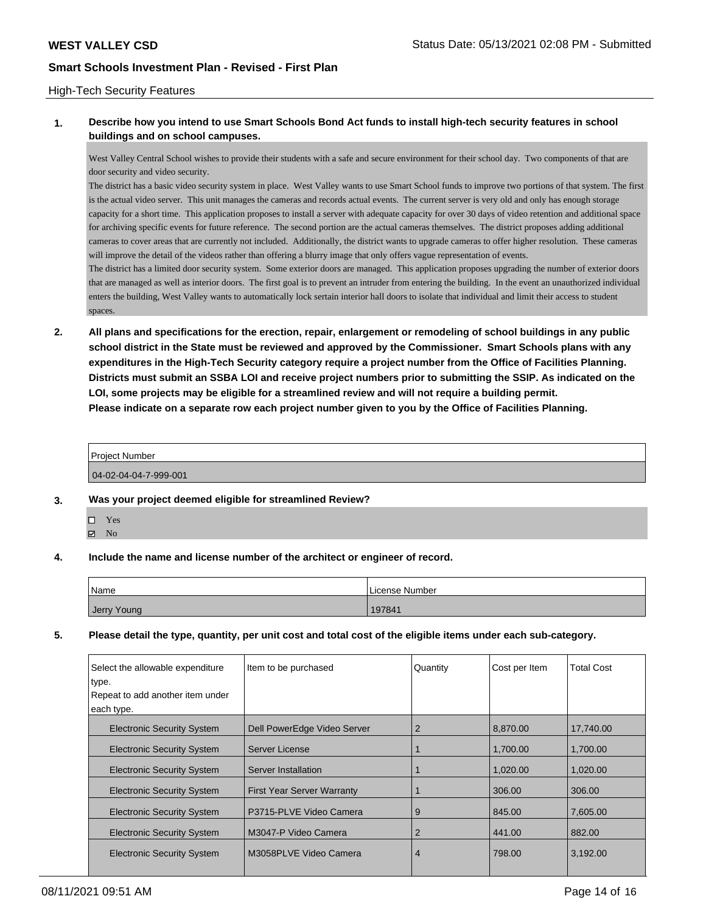WEST VALLEY CSD

Status Date: 05/13/2021 02:08 PM - Submitted

**Smart Schools Investment Plan - Revised - First Plan**

High-Tech Security Features

**1. Describe how you intend to use Smart Schools Bond Act funds to install high-tech security features in school buildings and on school campuses.**

West Valley Central School wishes to provide their students with a safe and secure environment for their school day. Two components of that are door security and video security.

The district has a basic video security system in place. West Valley wants to use Smart School funds to improve two portions of that system. The first is the actual video server. This unit manages the cameras and records actual events. The current server is very old and only has enough storage capacity for a short time. This application proposes to install a server with adequate capacity for over 30 days of video retention and additional space for archiving specific events for future reference. The second portion are the actual cameras themselves. The district proposes adding additional cameras to cover areas that are currently not included. Additionally, the district wants to upgrade cameras to offer higher resolution. These cameras will improve the detail of the videos rather than offering a blurry image that only offers vague representation of events.

The district has a limited door security system. Some exterior doors are managed. This application proposes upgrading the number of exterior doors that are managed as well as interior doors. The first goal is to prevent an intruder from entering the building. In the event an unauthorized individual enters the building, West Valley wants to automatically lock sertain interior hall doors to isolate that individual and limit their access to student spaces.

**2. All plans and specifications for the erection, repair, enlargement or remodeling of school buildings in any public school district in the State must be reviewed and approved by the Commissioner. Smart Schools plans with any expenditures in the High-Tech Security category require a project number from the Office of Facilities Planning. Districts must submit an SSBA LOI and receive project numbers prior to submitting the SSIP. As indicated on the LOI, some projects may be eligible for a streamlined review and will not require a building permit. Please indicate on a separate row each project number given to you by the Office of Facilities Planning.**

| Project Number |
|---|
| 04-02-04-04-7-999-001 |

**3. Was your project deemed eligible for streamlined Review?**

☐ Yes
☑ No

**4. Include the name and license number of the architect or engineer of record.**

| Name | License Number |
|---|---|
| Jerry Young | 197841 |

**5. Please detail the type, quantity, per unit cost and total cost of the eligible items under each sub-category.**

| Select the allowable expenditure type. Repeat to add another item under each type. | Item to be purchased | Quantity | Cost per Item | Total Cost |
|---|---|---|---|---|
| Electronic Security System | Dell PowerEdge Video Server | 2 | 8,870.00 | 17,740.00 |
| Electronic Security System | Server License | 1 | 1,700.00 | 1,700.00 |
| Electronic Security System | Server Installation | 1 | 1,020.00 | 1,020.00 |
| Electronic Security System | First Year Server Warranty | 1 | 306.00 | 306.00 |
| Electronic Security System | P3715-PLVE Video Camera | 9 | 845.00 | 7,605.00 |
| Electronic Security System | M3047-P Video Camera | 2 | 441.00 | 882.00 |
| Electronic Security System | M3058PLVE Video Camera | 4 | 798.00 | 3,192.00 |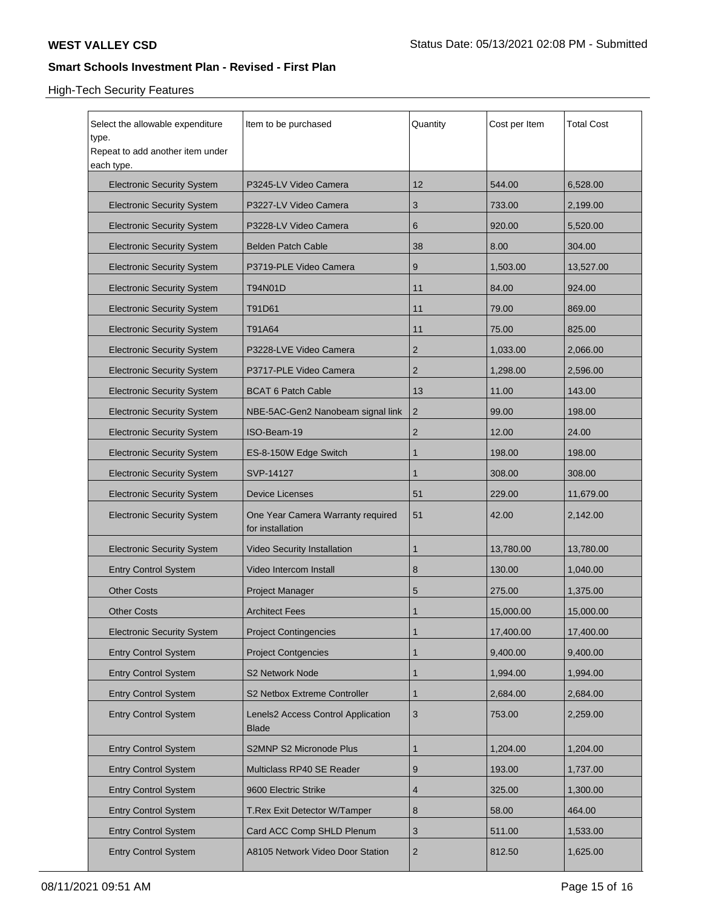High-Tech Security Features

| Select the allowable expenditure type. Repeat to add another item under each type. | Item to be purchased | Quantity | Cost per Item | Total Cost |
|---|---|---|---|---|
| Electronic Security System | P3245-LV Video Camera | 12 | 544.00 | 6,528.00 |
| Electronic Security System | P3227-LV Video Camera | 3 | 733.00 | 2,199.00 |
| Electronic Security System | P3228-LV Video Camera | 6 | 920.00 | 5,520.00 |
| Electronic Security System | Belden Patch Cable | 38 | 8.00 | 304.00 |
| Electronic Security System | P3719-PLE Video Camera | 9 | 1,503.00 | 13,527.00 |
| Electronic Security System | T94N01D | 11 | 84.00 | 924.00 |
| Electronic Security System | T91D61 | 11 | 79.00 | 869.00 |
| Electronic Security System | T91A64 | 11 | 75.00 | 825.00 |
| Electronic Security System | P3228-LVE Video Camera | 2 | 1,033.00 | 2,066.00 |
| Electronic Security System | P3717-PLE Video Camera | 2 | 1,298.00 | 2,596.00 |
| Electronic Security System | BCAT 6 Patch Cable | 13 | 11.00 | 143.00 |
| Electronic Security System | NBE-5AC-Gen2 Nanobeam signal link | 2 | 99.00 | 198.00 |
| Electronic Security System | ISO-Beam-19 | 2 | 12.00 | 24.00 |
| Electronic Security System | ES-8-150W Edge Switch | 1 | 198.00 | 198.00 |
| Electronic Security System | SVP-14127 | 1 | 308.00 | 308.00 |
| Electronic Security System | Device Licenses | 51 | 229.00 | 11,679.00 |
| Electronic Security System | One Year Camera Warranty required for installation | 51 | 42.00 | 2,142.00 |
| Electronic Security System | Video Security Installation | 1 | 13,780.00 | 13,780.00 |
| Entry Control System | Video Intercom Install | 8 | 130.00 | 1,040.00 |
| Other Costs | Project Manager | 5 | 275.00 | 1,375.00 |
| Other Costs | Architect Fees | 1 | 15,000.00 | 15,000.00 |
| Electronic Security System | Project Contingencies | 1 | 17,400.00 | 17,400.00 |
| Entry Control System | Project Contgencies | 1 | 9,400.00 | 9,400.00 |
| Entry Control System | S2 Network Node | 1 | 1,994.00 | 1,994.00 |
| Entry Control System | S2 Netbox Extreme Controller | 1 | 2,684.00 | 2,684.00 |
| Entry Control System | Lenels2 Access Control Application Blade | 3 | 753.00 | 2,259.00 |
| Entry Control System | S2MNP S2 Micronode Plus | 1 | 1,204.00 | 1,204.00 |
| Entry Control System | Multiclass RP40 SE Reader | 9 | 193.00 | 1,737.00 |
| Entry Control System | 9600 Electric Strike | 4 | 325.00 | 1,300.00 |
| Entry Control System | T.Rex Exit Detector W/Tamper | 8 | 58.00 | 464.00 |
| Entry Control System | Card ACC Comp SHLD Plenum | 3 | 511.00 | 1,533.00 |
| Entry Control System | A8105 Network Video Door Station | 2 | 812.50 | 1,625.00 |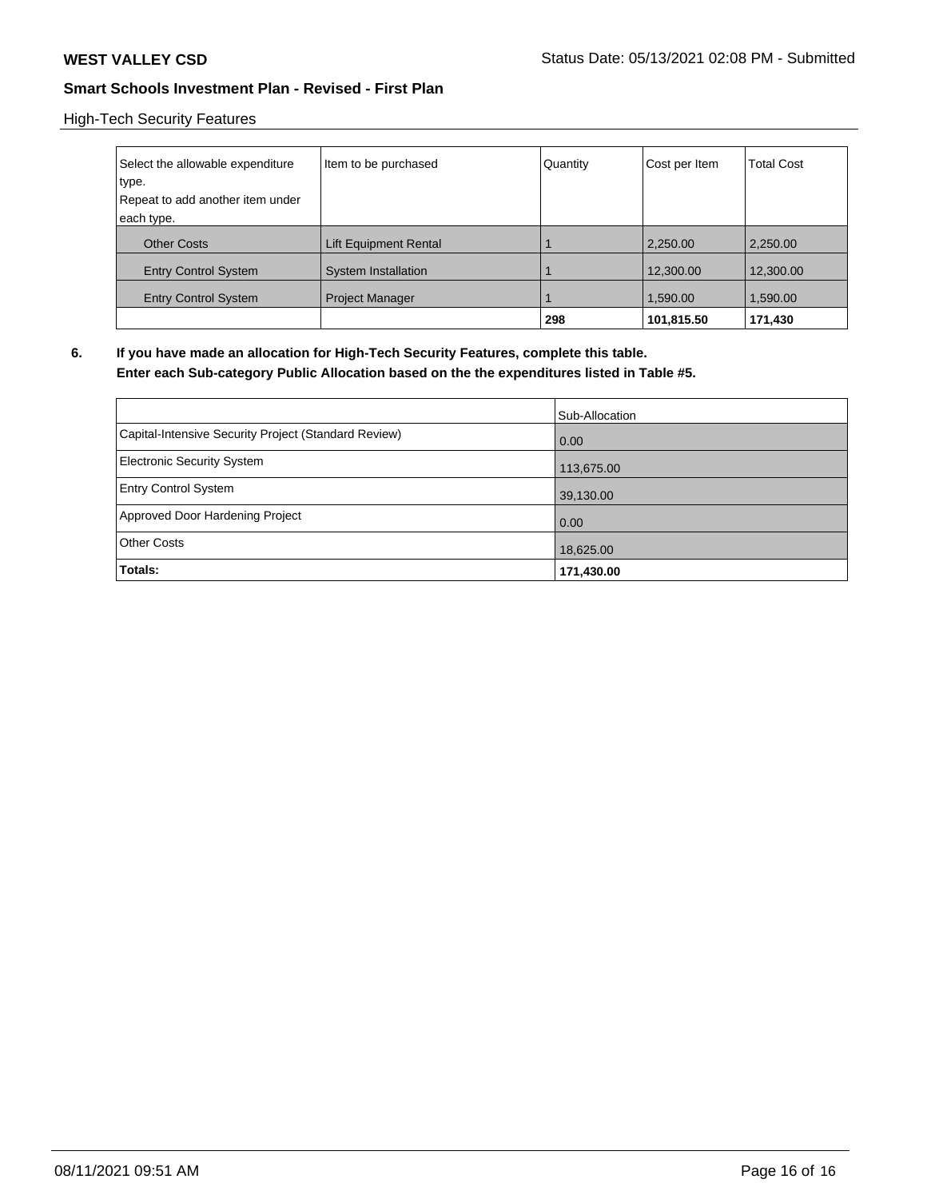High-Tech Security Features

| Select the allowable expenditure type. Repeat to add another item under each type. | Item to be purchased | Quantity | Cost per Item | Total Cost |
|---|---|---|---|---|
| Other Costs | Lift Equipment Rental | 1 | 2,250.00 | 2,250.00 |
| Entry Control System | System Installation | 1 | 12,300.00 | 12,300.00 |
| Entry Control System | Project Manager | 1 | 1,590.00 | 1,590.00 |
| | | **298** | **101,815.50** | **171,430** |

**6. If you have made an allocation for High-Tech Security Features, complete this table. Enter each Sub-category Public Allocation based on the the expenditures listed in Table #5.**

| | Sub-Allocation |
|---|---|
| Capital-Intensive Security Project (Standard Review) | 0.00 |
| Electronic Security System | 113,675.00 |
| Entry Control System | 39,130.00 |
| Approved Door Hardening Project | 0.00 |
| Other Costs | 18,625.00 |
| **Totals:** | **171,430.00** |